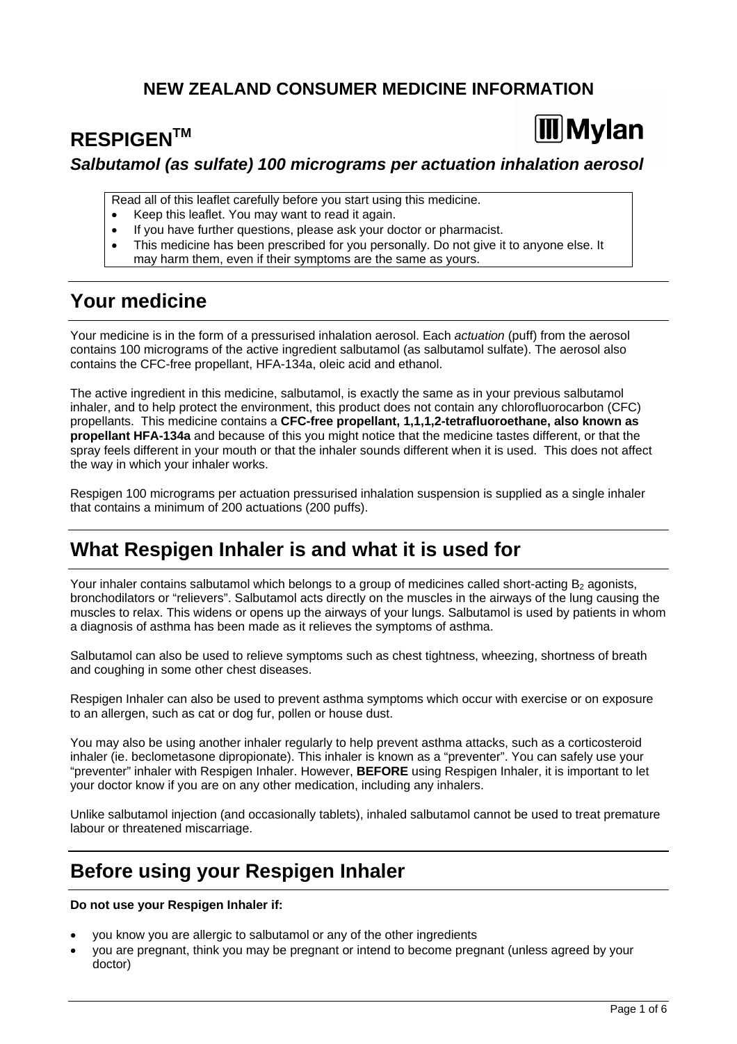## NEW ZEALAND CONSUMER MEDICINE INFORMATION

# RESPIGEN™

***Salbutamol (as sulfate) 100 micrograms per actuation inhalation aerosol***

Read all of this leaflet carefully before you start using this medicine.

- Keep this leaflet. You may want to read it again.
- If you have further questions, please ask your doctor or pharmacist.
- This medicine has been prescribed for you personally. Do not give it to anyone else. It may harm them, even if their symptoms are the same as yours.

## Your medicine

Your medicine is in the form of a pressurised inhalation aerosol. Each *actuation* (puff) from the aerosol contains 100 micrograms of the active ingredient salbutamol (as salbutamol sulfate). The aerosol also contains the CFC-free propellant, HFA-134a, oleic acid and ethanol.

The active ingredient in this medicine, salbutamol, is exactly the same as in your previous salbutamol inhaler, and to help protect the environment, this product does not contain any chlorofluorocarbon (CFC) propellants. This medicine contains a **CFC-free propellant, 1,1,1,2-tetrafluoroethane, also known as propellant HFA-134a** and because of this you might notice that the medicine tastes different, or that the spray feels different in your mouth or that the inhaler sounds different when it is used. This does not affect the way in which your inhaler works.

Respigen 100 micrograms per actuation pressurised inhalation suspension is supplied as a single inhaler that contains a minimum of 200 actuations (200 puffs).

## What Respigen Inhaler is and what it is used for

Your inhaler contains salbutamol which belongs to a group of medicines called short-acting $B_2$ agonists, bronchodilators or "relievers". Salbutamol acts directly on the muscles in the airways of the lung causing the muscles to relax. This widens or opens up the airways of your lungs. Salbutamol is used by patients in whom a diagnosis of asthma has been made as it relieves the symptoms of asthma.

Salbutamol can also be used to relieve symptoms such as chest tightness, wheezing, shortness of breath and coughing in some other chest diseases.

Respigen Inhaler can also be used to prevent asthma symptoms which occur with exercise or on exposure to an allergen, such as cat or dog fur, pollen or house dust.

You may also be using another inhaler regularly to help prevent asthma attacks, such as a corticosteroid inhaler (ie. beclometasone dipropionate). This inhaler is known as a "preventer". You can safely use your "preventer" inhaler with Respigen Inhaler. However, **BEFORE** using Respigen Inhaler, it is important to let your doctor know if you are on any other medication, including any inhalers.

Unlike salbutamol injection (and occasionally tablets), inhaled salbutamol cannot be used to treat premature labour or threatened miscarriage.

## Before using your Respigen Inhaler

**Do not use your Respigen Inhaler if:**

- you know you are allergic to salbutamol or any of the other ingredients
- you are pregnant, think you may be pregnant or intend to become pregnant (unless agreed by your doctor)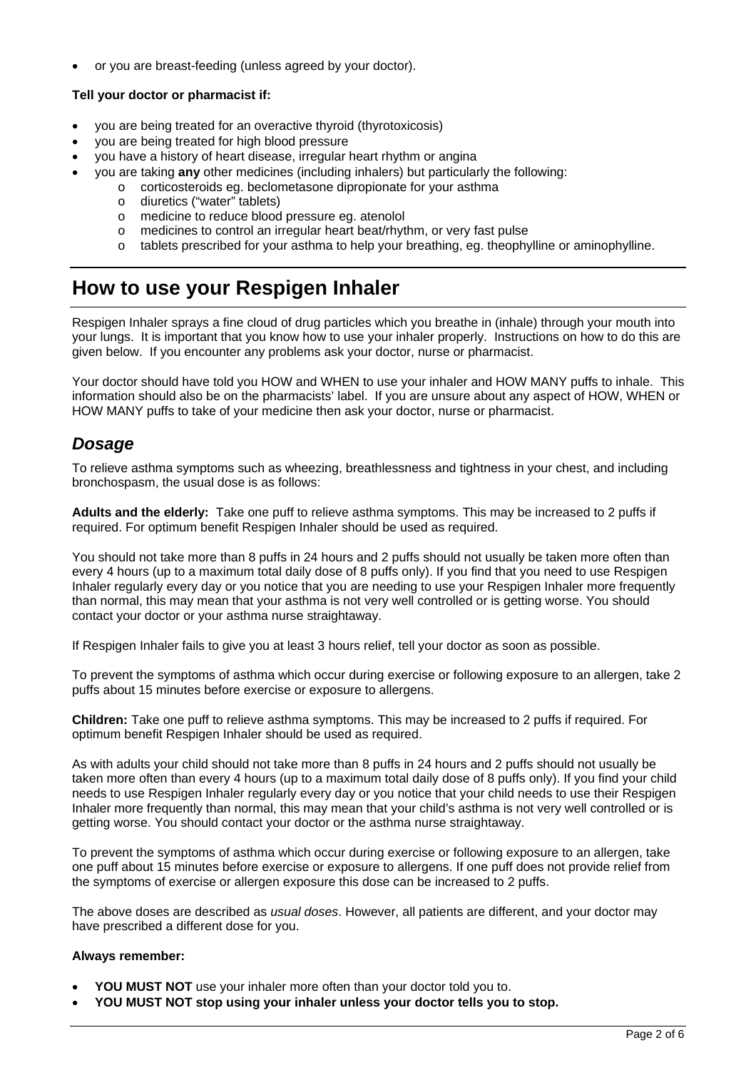- or you are breast-feeding (unless agreed by your doctor).

**Tell your doctor or pharmacist if:**

- you are being treated for an overactive thyroid (thyrotoxicosis)
- you are being treated for high blood pressure
- you have a history of heart disease, irregular heart rhythm or angina
- you are taking **any** other medicines (including inhalers) but particularly the following:
    - corticosteroids eg. beclometasone dipropionate for your asthma
    - diuretics ("water" tablets)
    - medicine to reduce blood pressure eg. atenolol
    - medicines to control an irregular heart beat/rhythm, or very fast pulse
    - tablets prescribed for your asthma to help your breathing, eg. theophylline or aminophylline.

# How to use your Respigen Inhaler

Respigen Inhaler sprays a fine cloud of drug particles which you breathe in (inhale) through your mouth into your lungs. It is important that you know how to use your inhaler properly. Instructions on how to do this are given below. If you encounter any problems ask your doctor, nurse or pharmacist.

Your doctor should have told you HOW and WHEN to use your inhaler and HOW MANY puffs to inhale. This information should also be on the pharmacists' label. If you are unsure about any aspect of HOW, WHEN or HOW MANY puffs to take of your medicine then ask your doctor, nurse or pharmacist.

## *Dosage*

To relieve asthma symptoms such as wheezing, breathlessness and tightness in your chest, and including bronchospasm, the usual dose is as follows:

**Adults and the elderly:** Take one puff to relieve asthma symptoms. This may be increased to 2 puffs if required. For optimum benefit Respigen Inhaler should be used as required.

You should not take more than 8 puffs in 24 hours and 2 puffs should not usually be taken more often than every 4 hours (up to a maximum total daily dose of 8 puffs only). If you find that you need to use Respigen Inhaler regularly every day or you notice that you are needing to use your Respigen Inhaler more frequently than normal, this may mean that your asthma is not very well controlled or is getting worse. You should contact your doctor or your asthma nurse straightaway.

If Respigen Inhaler fails to give you at least 3 hours relief, tell your doctor as soon as possible.

To prevent the symptoms of asthma which occur during exercise or following exposure to an allergen, take 2 puffs about 15 minutes before exercise or exposure to allergens.

**Children:** Take one puff to relieve asthma symptoms. This may be increased to 2 puffs if required. For optimum benefit Respigen Inhaler should be used as required.

As with adults your child should not take more than 8 puffs in 24 hours and 2 puffs should not usually be taken more often than every 4 hours (up to a maximum total daily dose of 8 puffs only). If you find your child needs to use Respigen Inhaler regularly every day or you notice that your child needs to use their Respigen Inhaler more frequently than normal, this may mean that your child's asthma is not very well controlled or is getting worse. You should contact your doctor or the asthma nurse straightaway.

To prevent the symptoms of asthma which occur during exercise or following exposure to an allergen, take one puff about 15 minutes before exercise or exposure to allergens. If one puff does not provide relief from the symptoms of exercise or allergen exposure this dose can be increased to 2 puffs.

The above doses are described as *usual doses*. However, all patients are different, and your doctor may have prescribed a different dose for you.

**Always remember:**

- **YOU MUST NOT** use your inhaler more often than your doctor told you to.
- **YOU MUST NOT stop using your inhaler unless your doctor tells you to stop.**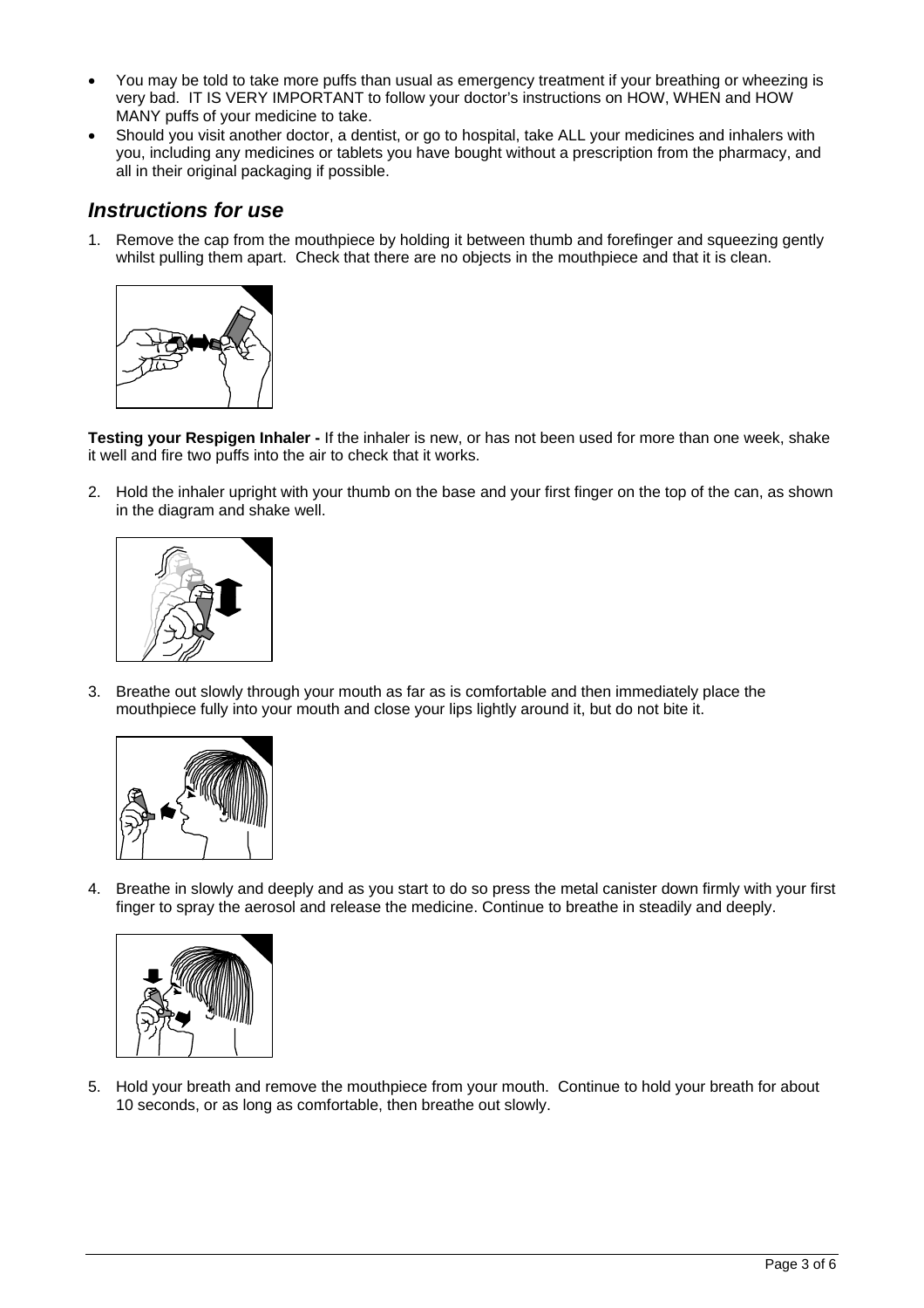- You may be told to take more puffs than usual as emergency treatment if your breathing or wheezing is very bad. IT IS VERY IMPORTANT to follow your doctor's instructions on HOW, WHEN and HOW MANY puffs of your medicine to take.
- Should you visit another doctor, a dentist, or go to hospital, take ALL your medicines and inhalers with you, including any medicines or tablets you have bought without a prescription from the pharmacy, and all in their original packaging if possible.

## *Instructions for use*

1. Remove the cap from the mouthpiece by holding it between thumb and forefinger and squeezing gently whilst pulling them apart. Check that there are no objects in the mouthpiece and that it is clean.

**Testing your Respigen Inhaler -** If the inhaler is new, or has not been used for more than one week, shake it well and fire two puffs into the air to check that it works.

2. Hold the inhaler upright with your thumb on the base and your first finger on the top of the can, as shown in the diagram and shake well.

3. Breathe out slowly through your mouth as far as is comfortable and then immediately place the mouthpiece fully into your mouth and close your lips lightly around it, but do not bite it.

4. Breathe in slowly and deeply and as you start to do so press the metal canister down firmly with your first finger to spray the aerosol and release the medicine. Continue to breathe in steadily and deeply.

5. Hold your breath and remove the mouthpiece from your mouth. Continue to hold your breath for about 10 seconds, or as long as comfortable, then breathe out slowly.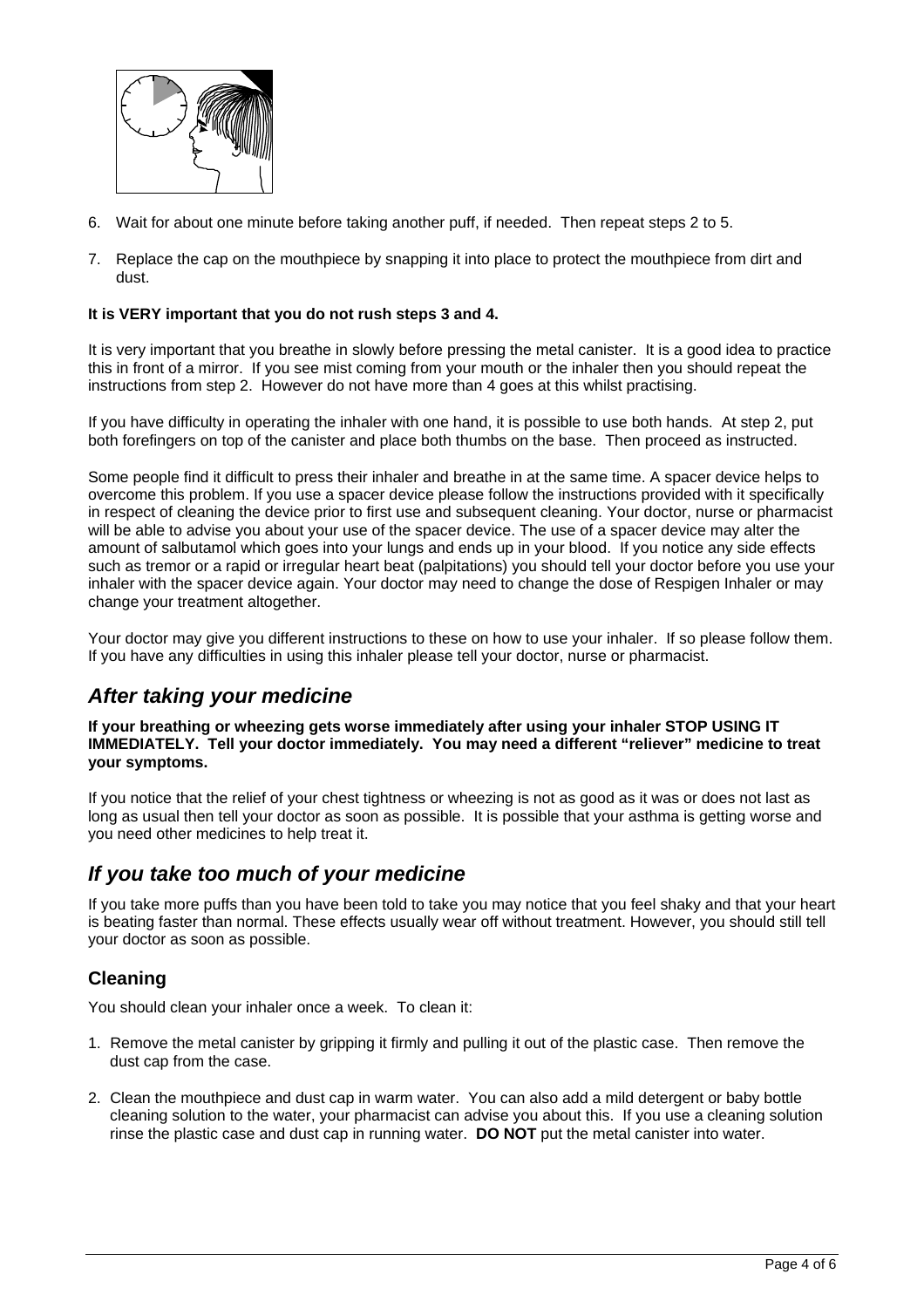6. Wait for about one minute before taking another puff, if needed. Then repeat steps 2 to 5.

7. Replace the cap on the mouthpiece by snapping it into place to protect the mouthpiece from dirt and dust.

**It is VERY important that you do not rush steps 3 and 4.**

It is very important that you breathe in slowly before pressing the metal canister. It is a good idea to practice this in front of a mirror. If you see mist coming from your mouth or the inhaler then you should repeat the instructions from step 2. However do not have more than 4 goes at this whilst practising.

If you have difficulty in operating the inhaler with one hand, it is possible to use both hands. At step 2, put both forefingers on top of the canister and place both thumbs on the base. Then proceed as instructed.

Some people find it difficult to press their inhaler and breathe in at the same time. A spacer device helps to overcome this problem. If you use a spacer device please follow the instructions provided with it specifically in respect of cleaning the device prior to first use and subsequent cleaning. Your doctor, nurse or pharmacist will be able to advise you about your use of the spacer device. The use of a spacer device may alter the amount of salbutamol which goes into your lungs and ends up in your blood. If you notice any side effects such as tremor or a rapid or irregular heart beat (palpitations) you should tell your doctor before you use your inhaler with the spacer device again. Your doctor may need to change the dose of Respigen Inhaler or may change your treatment altogether.

Your doctor may give you different instructions to these on how to use your inhaler. If so please follow them. If you have any difficulties in using this inhaler please tell your doctor, nurse or pharmacist.

## *After taking your medicine*

**If your breathing or wheezing gets worse immediately after using your inhaler STOP USING IT IMMEDIATELY. Tell your doctor immediately. You may need a different "reliever" medicine to treat your symptoms.**

If you notice that the relief of your chest tightness or wheezing is not as good as it was or does not last as long as usual then tell your doctor as soon as possible. It is possible that your asthma is getting worse and you need other medicines to help treat it.

## *If you take too much of your medicine*

If you take more puffs than you have been told to take you may notice that you feel shaky and that your heart is beating faster than normal. These effects usually wear off without treatment. However, you should still tell your doctor as soon as possible.

### Cleaning

You should clean your inhaler once a week. To clean it:

1. Remove the metal canister by gripping it firmly and pulling it out of the plastic case. Then remove the dust cap from the case.

2. Clean the mouthpiece and dust cap in warm water. You can also add a mild detergent or baby bottle cleaning solution to the water, your pharmacist can advise you about this. If you use a cleaning solution rinse the plastic case and dust cap in running water. **DO NOT** put the metal canister into water.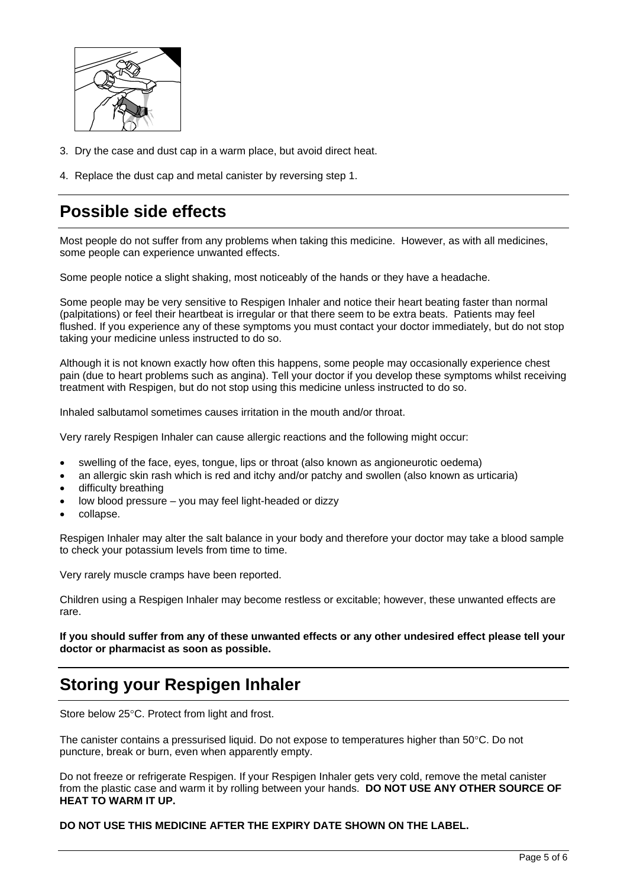3. Dry the case and dust cap in a warm place, but avoid direct heat.

4. Replace the dust cap and metal canister by reversing step 1.

## Possible side effects

Most people do not suffer from any problems when taking this medicine. However, as with all medicines, some people can experience unwanted effects.

Some people notice a slight shaking, most noticeably of the hands or they have a headache.

Some people may be very sensitive to Respigen Inhaler and notice their heart beating faster than normal (palpitations) or feel their heartbeat is irregular or that there seem to be extra beats. Patients may feel flushed. If you experience any of these symptoms you must contact your doctor immediately, but do not stop taking your medicine unless instructed to do so.

Although it is not known exactly how often this happens, some people may occasionally experience chest pain (due to heart problems such as angina). Tell your doctor if you develop these symptoms whilst receiving treatment with Respigen, but do not stop using this medicine unless instructed to do so.

Inhaled salbutamol sometimes causes irritation in the mouth and/or throat.

Very rarely Respigen Inhaler can cause allergic reactions and the following might occur:

- swelling of the face, eyes, tongue, lips or throat (also known as angioneurotic oedema)
- an allergic skin rash which is red and itchy and/or patchy and swollen (also known as urticaria)
- difficulty breathing
- low blood pressure – you may feel light-headed or dizzy
- collapse.

Respigen Inhaler may alter the salt balance in your body and therefore your doctor may take a blood sample to check your potassium levels from time to time.

Very rarely muscle cramps have been reported.

Children using a Respigen Inhaler may become restless or excitable; however, these unwanted effects are rare.

**If you should suffer from any of these unwanted effects or any other undesired effect please tell your doctor or pharmacist as soon as possible.**

## Storing your Respigen Inhaler

Store below 25°C. Protect from light and frost.

The canister contains a pressurised liquid. Do not expose to temperatures higher than 50°C. Do not puncture, break or burn, even when apparently empty.

Do not freeze or refrigerate Respigen. If your Respigen Inhaler gets very cold, remove the metal canister from the plastic case and warm it by rolling between your hands. **DO NOT USE ANY OTHER SOURCE OF HEAT TO WARM IT UP.**

**DO NOT USE THIS MEDICINE AFTER THE EXPIRY DATE SHOWN ON THE LABEL.**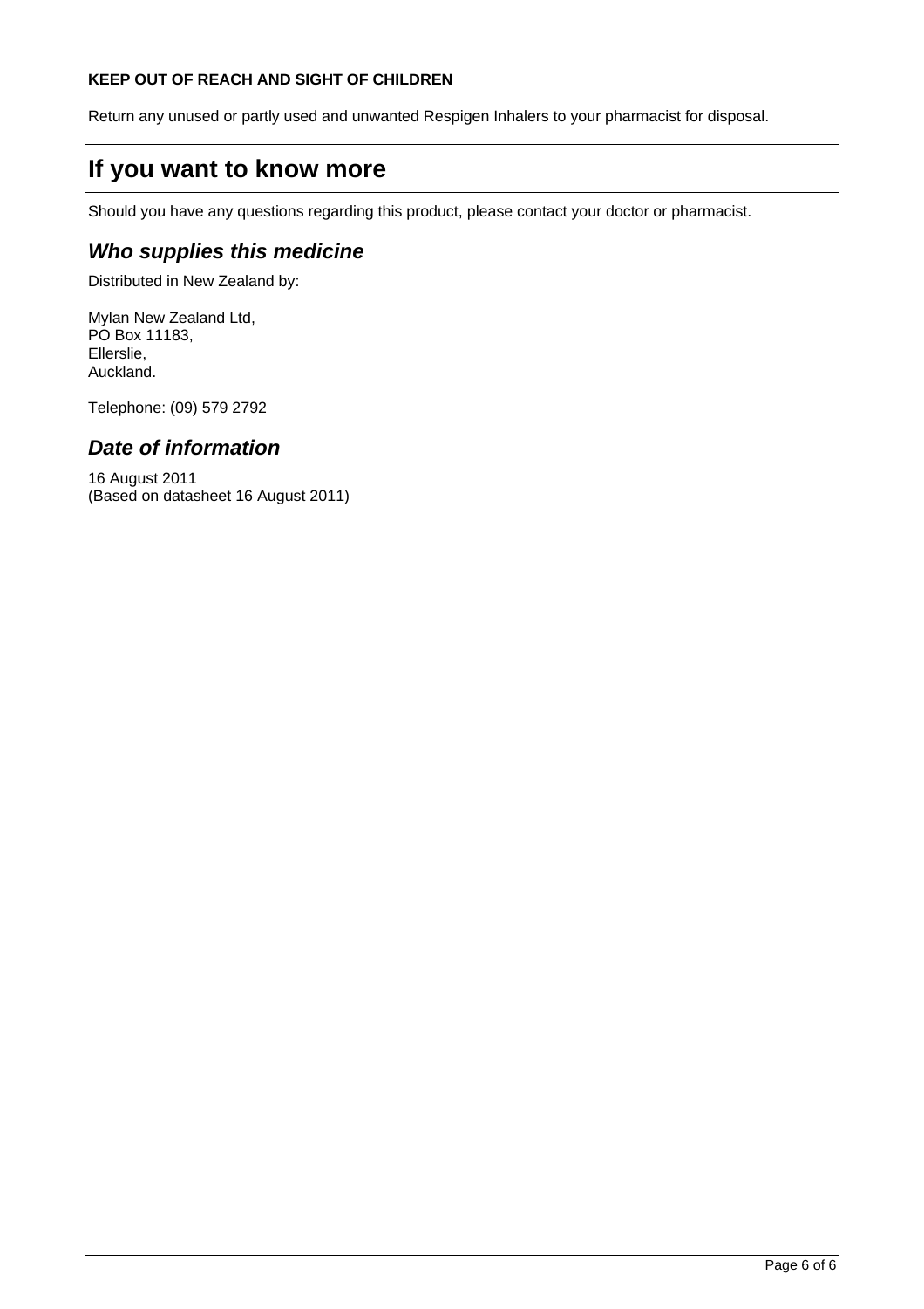**KEEP OUT OF REACH AND SIGHT OF CHILDREN**

Return any unused or partly used and unwanted Respigen Inhalers to your pharmacist for disposal.

# If you want to know more

Should you have any questions regarding this product, please contact your doctor or pharmacist.

## *Who supplies this medicine*

Distributed in New Zealand by:

Mylan New Zealand Ltd,
PO Box 11183,
Ellerslie,
Auckland.

Telephone: (09) 579 2792

## *Date of information*

16 August 2011
(Based on datasheet 16 August 2011)